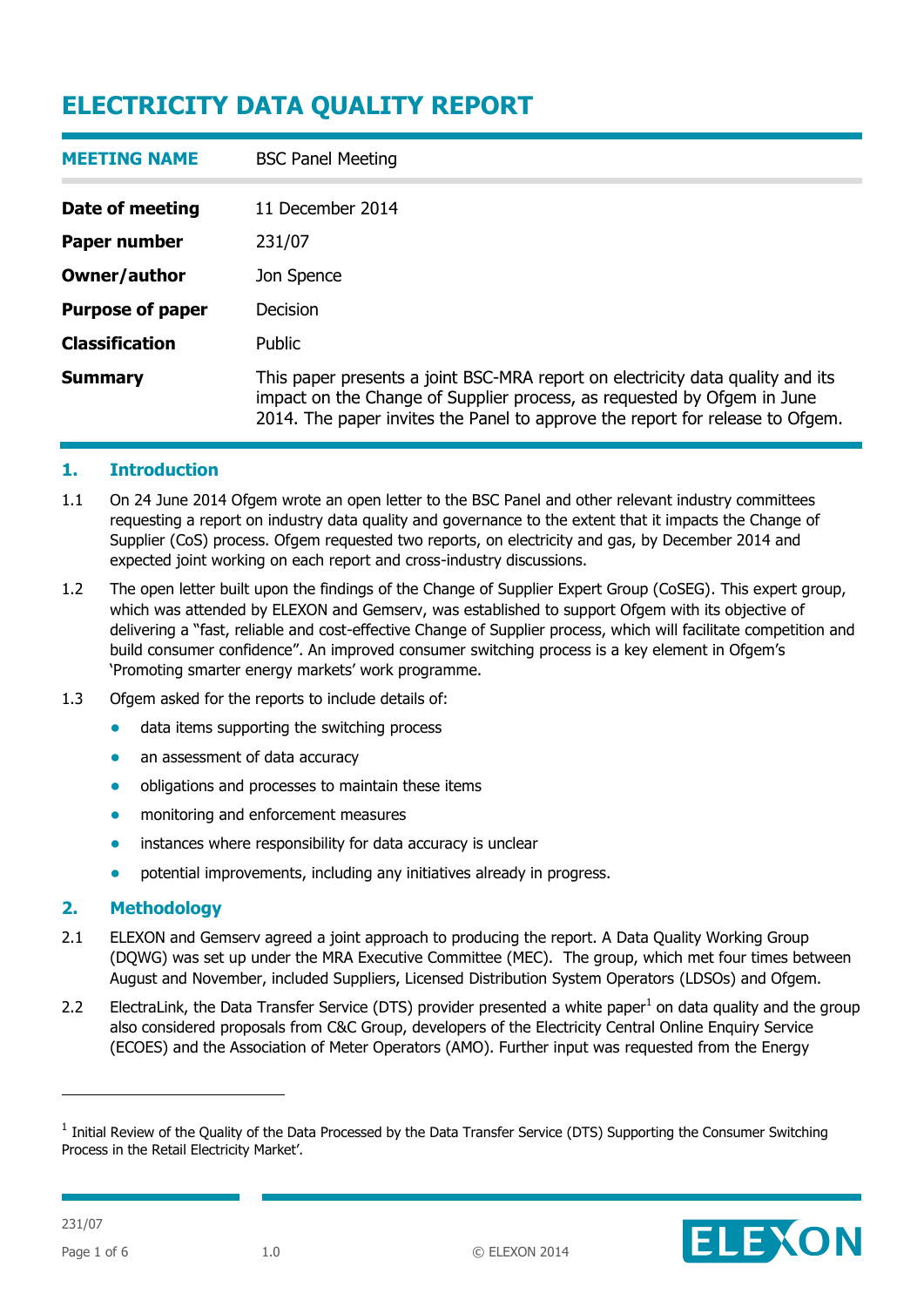# ELECTRICITY DATA QUALITY REPORT

| | |
|---|---|
| **MEETING NAME** | BSC Panel Meeting |
| **Date of meeting** | 11 December 2014 |
| **Paper number** | 231/07 |
| **Owner/author** | Jon Spence |
| **Purpose of paper** | Decision |
| **Classification** | Public |
| **Summary** | This paper presents a joint BSC-MRA report on electricity data quality and its impact on the Change of Supplier process, as requested by Ofgem in June 2014. The paper invites the Panel to approve the report for release to Ofgem. |

## 1. Introduction

1.1 On 24 June 2014 Ofgem wrote an open letter to the BSC Panel and other relevant industry committees requesting a report on industry data quality and governance to the extent that it impacts the Change of Supplier (CoS) process. Ofgem requested two reports, on electricity and gas, by December 2014 and expected joint working on each report and cross-industry discussions.

1.2 The open letter built upon the findings of the Change of Supplier Expert Group (CoSEG). This expert group, which was attended by ELEXON and Gemserv, was established to support Ofgem with its objective of delivering a "fast, reliable and cost-effective Change of Supplier process, which will facilitate competition and build consumer confidence". An improved consumer switching process is a key element in Ofgem's 'Promoting smarter energy markets' work programme.

1.3 Ofgem asked for the reports to include details of:

- data items supporting the switching process
- an assessment of data accuracy
- obligations and processes to maintain these items
- monitoring and enforcement measures
- instances where responsibility for data accuracy is unclear
- potential improvements, including any initiatives already in progress.

## 2. Methodology

2.1 ELEXON and Gemserv agreed a joint approach to producing the report. A Data Quality Working Group (DQWG) was set up under the MRA Executive Committee (MEC). The group, which met four times between August and November, included Suppliers, Licensed Distribution System Operators (LDSOs) and Ofgem.

2.2 ElectraLink, the Data Transfer Service (DTS) provider presented a white paper[1] on data quality and the group also considered proposals from C&C Group, developers of the Electricity Central Online Enquiry Service (ECOES) and the Association of Meter Operators (AMO). Further input was requested from the Energy

[1] Initial Review of the Quality of the Data Processed by the Data Transfer Service (DTS) Supporting the Consumer Switching Process in the Retail Electricity Market'.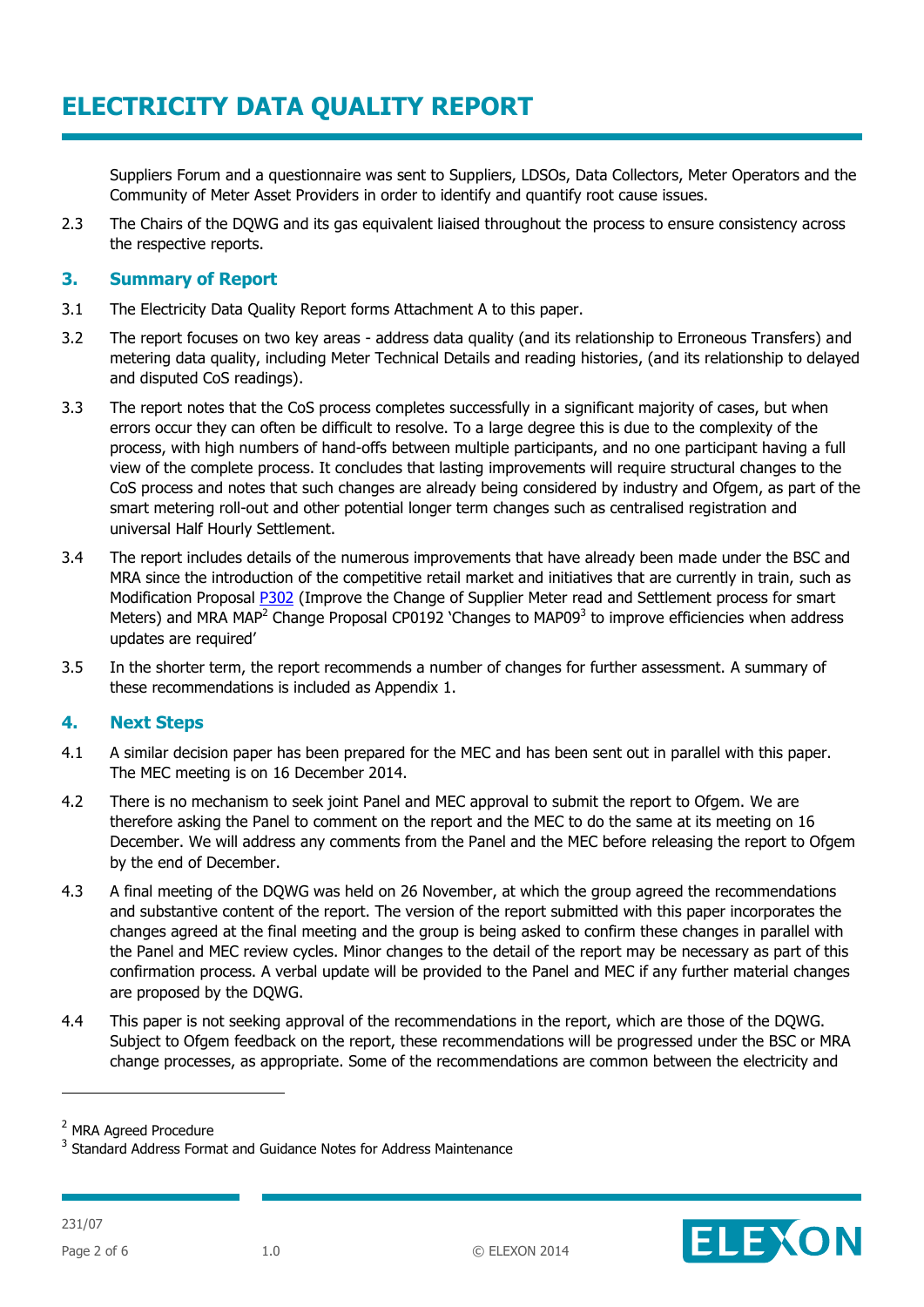Suppliers Forum and a questionnaire was sent to Suppliers, LDSOs, Data Collectors, Meter Operators and the Community of Meter Asset Providers in order to identify and quantify root cause issues.

2.3 The Chairs of the DQWG and its gas equivalent liaised throughout the process to ensure consistency across the respective reports.

## 3. Summary of Report

3.1 The Electricity Data Quality Report forms Attachment A to this paper.

3.2 The report focuses on two key areas - address data quality (and its relationship to Erroneous Transfers) and metering data quality, including Meter Technical Details and reading histories, (and its relationship to delayed and disputed CoS readings).

3.3 The report notes that the CoS process completes successfully in a significant majority of cases, but when errors occur they can often be difficult to resolve. To a large degree this is due to the complexity of the process, with high numbers of hand-offs between multiple participants, and no one participant having a full view of the complete process. It concludes that lasting improvements will require structural changes to the CoS process and notes that such changes are already being considered by industry and Ofgem, as part of the smart metering roll-out and other potential longer term changes such as centralised registration and universal Half Hourly Settlement.

3.4 The report includes details of the numerous improvements that have already been made under the BSC and MRA since the introduction of the competitive retail market and initiatives that are currently in train, such as Modification Proposal P302 (Improve the Change of Supplier Meter read and Settlement process for smart Meters) and MRA MAP[2] Change Proposal CP0192 'Changes to MAP09[3] to improve efficiencies when address updates are required'

3.5 In the shorter term, the report recommends a number of changes for further assessment. A summary of these recommendations is included as Appendix 1.

## 4. Next Steps

4.1 A similar decision paper has been prepared for the MEC and has been sent out in parallel with this paper. The MEC meeting is on 16 December 2014.

4.2 There is no mechanism to seek joint Panel and MEC approval to submit the report to Ofgem. We are therefore asking the Panel to comment on the report and the MEC to do the same at its meeting on 16 December. We will address any comments from the Panel and the MEC before releasing the report to Ofgem by the end of December.

4.3 A final meeting of the DQWG was held on 26 November, at which the group agreed the recommendations and substantive content of the report. The version of the report submitted with this paper incorporates the changes agreed at the final meeting and the group is being asked to confirm these changes in parallel with the Panel and MEC review cycles. Minor changes to the detail of the report may be necessary as part of this confirmation process. A verbal update will be provided to the Panel and MEC if any further material changes are proposed by the DQWG.

4.4 This paper is not seeking approval of the recommendations in the report, which are those of the DQWG. Subject to Ofgem feedback on the report, these recommendations will be progressed under the BSC or MRA change processes, as appropriate. Some of the recommendations are common between the electricity and

---

[2] MRA Agreed Procedure

[3] Standard Address Format and Guidance Notes for Address Maintenance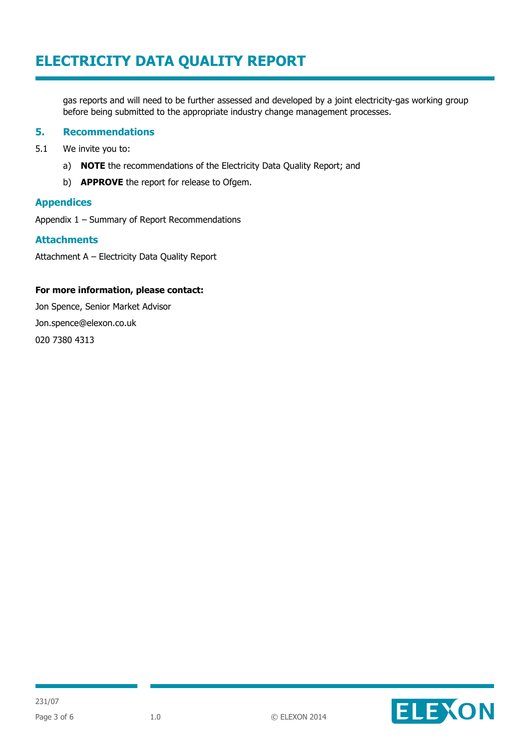gas reports and will need to be further assessed and developed by a joint electricity-gas working group before being submitted to the appropriate industry change management processes.

## 5. Recommendations

5.1 We invite you to:

a) **NOTE** the recommendations of the Electricity Data Quality Report; and

b) **APPROVE** the report for release to Ofgem.

## Appendices

Appendix 1 – Summary of Report Recommendations

## Attachments

Attachment A – Electricity Data Quality Report

**For more information, please contact:**

Jon Spence, Senior Market Advisor

Jon.spence@elexon.co.uk

020 7380 4313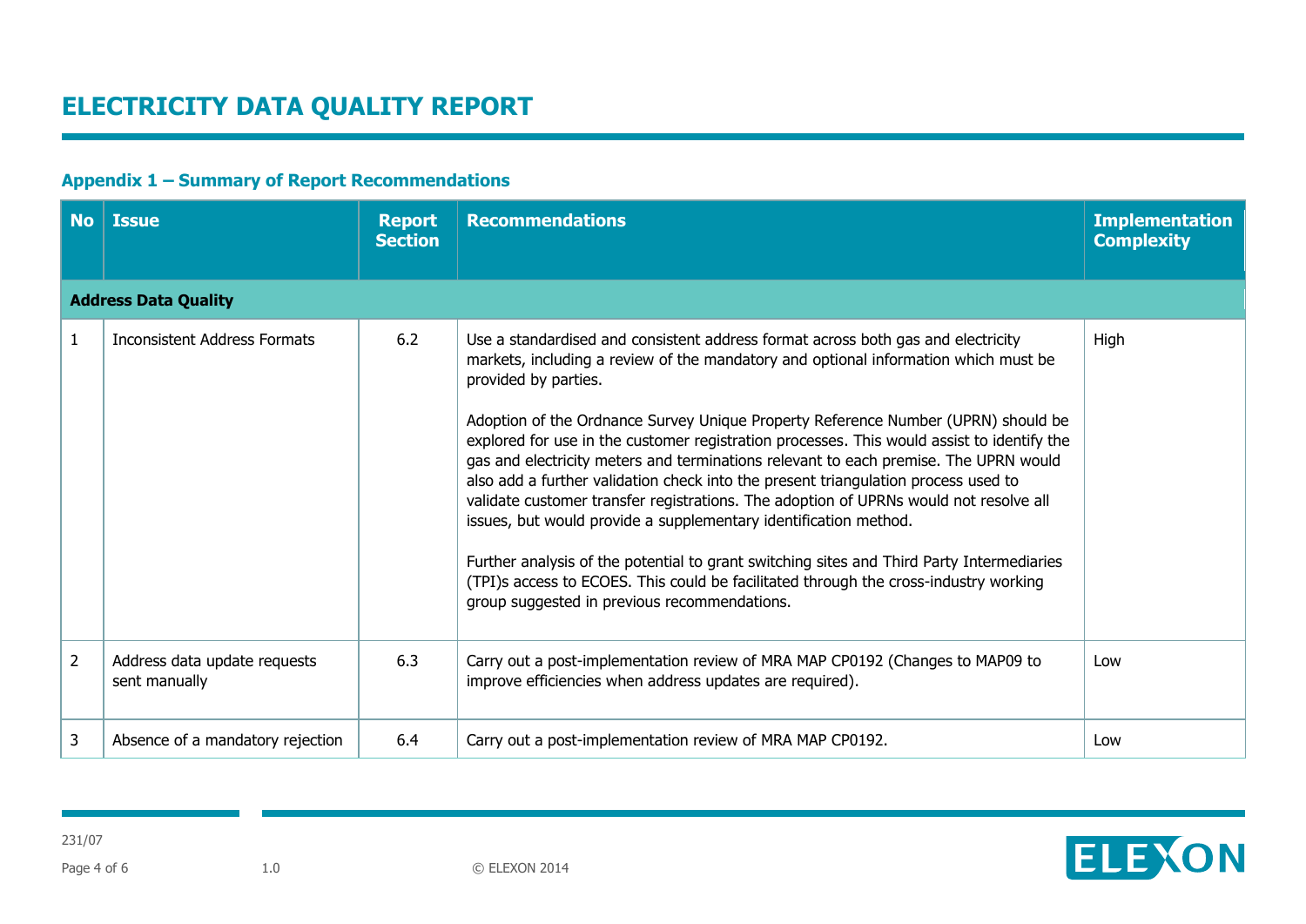# ELECTRICITY DATA QUALITY REPORT

### Appendix 1 – Summary of Report Recommendations

| No | Issue | Report Section | Recommendations | Implementation Complexity |
|---|---|---|---|---|
| **Address Data Quality** | | | | |
| 1 | Inconsistent Address Formats | 6.2 | Use a standardised and consistent address format across both gas and electricity markets, including a review of the mandatory and optional information which must be provided by parties.<br><br>Adoption of the Ordnance Survey Unique Property Reference Number (UPRN) should be explored for use in the customer registration processes. This would assist to identify the gas and electricity meters and terminations relevant to each premise. The UPRN would also add a further validation check into the present triangulation process used to validate customer transfer registrations. The adoption of UPRNs would not resolve all issues, but would provide a supplementary identification method.<br><br>Further analysis of the potential to grant switching sites and Third Party Intermediaries (TPI)s access to ECOES. This could be facilitated through the cross-industry working group suggested in previous recommendations. | High |
| 2 | Address data update requests sent manually | 6.3 | Carry out a post-implementation review of MRA MAP CP0192 (Changes to MAP09 to improve efficiencies when address updates are required). | Low |
| 3 | Absence of a mandatory rejection | 6.4 | Carry out a post-implementation review of MRA MAP CP0192. | Low |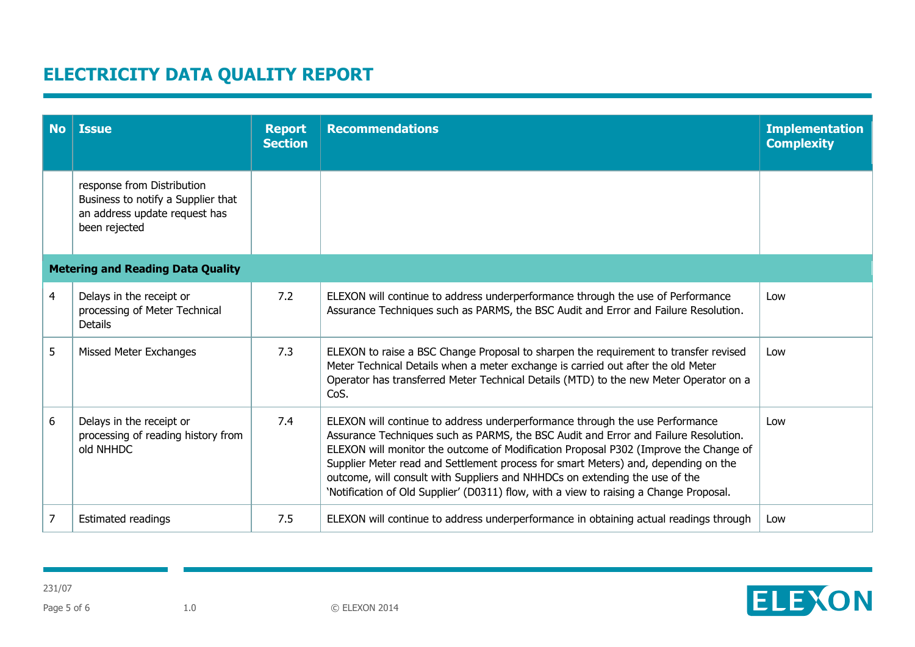# ELECTRICITY DATA QUALITY REPORT

| No | Issue | Report Section | Recommendations | Implementation Complexity |
|---|---|---|---|---|
| | response from Distribution Business to notify a Supplier that an address update request has been rejected | | | |
| **Metering and Reading Data Quality** | | | | |
| 4 | Delays in the receipt or processing of Meter Technical Details | 7.2 | ELEXON will continue to address underperformance through the use of Performance Assurance Techniques such as PARMS, the BSC Audit and Error and Failure Resolution. | Low |
| 5 | Missed Meter Exchanges | 7.3 | ELEXON to raise a BSC Change Proposal to sharpen the requirement to transfer revised Meter Technical Details when a meter exchange is carried out after the old Meter Operator has transferred Meter Technical Details (MTD) to the new Meter Operator on a CoS. | Low |
| 6 | Delays in the receipt or processing of reading history from old NHHDC | 7.4 | ELEXON will continue to address underperformance through the use Performance Assurance Techniques such as PARMS, the BSC Audit and Error and Failure Resolution. ELEXON will monitor the outcome of Modification Proposal P302 (Improve the Change of Supplier Meter read and Settlement process for smart Meters) and, depending on the outcome, will consult with Suppliers and NHHDCs on extending the use of the 'Notification of Old Supplier' (D0311) flow, with a view to raising a Change Proposal. | Low |
| 7 | Estimated readings | 7.5 | ELEXON will continue to address underperformance in obtaining actual readings through | Low |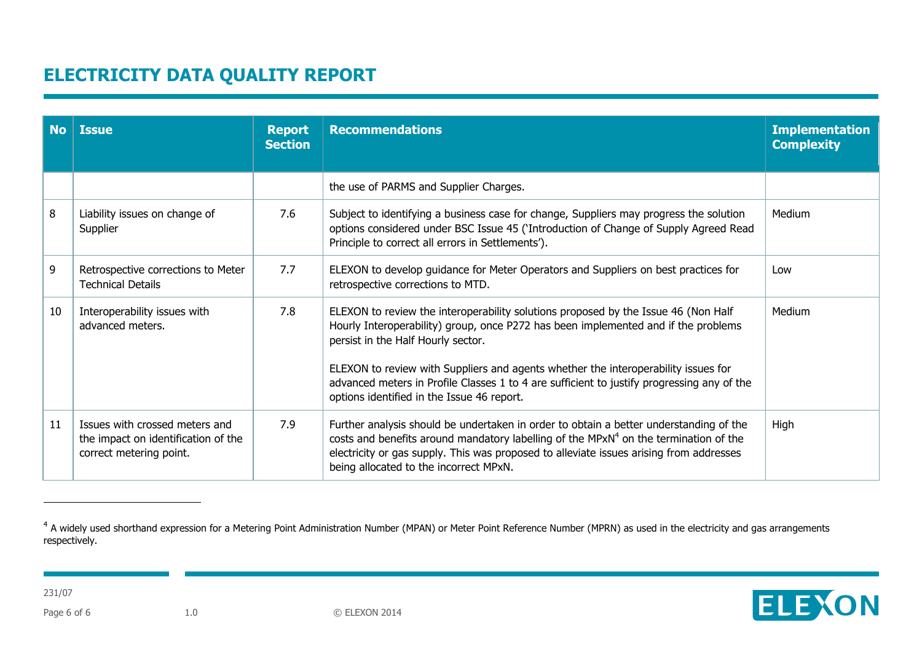# ELECTRICITY DATA QUALITY REPORT

| No | Issue | Report Section | Recommendations | Implementation Complexity |
|---|---|---|---|---|
| | | | the use of PARMS and Supplier Charges. | |
| 8 | Liability issues on change of Supplier | 7.6 | Subject to identifying a business case for change, Suppliers may progress the solution options considered under BSC Issue 45 ('Introduction of Change of Supply Agreed Read Principle to correct all errors in Settlements'). | Medium |
| 9 | Retrospective corrections to Meter Technical Details | 7.7 | ELEXON to develop guidance for Meter Operators and Suppliers on best practices for retrospective corrections to MTD. | Low |
| 10 | Interoperability issues with advanced meters. | 7.8 | ELEXON to review the interoperability solutions proposed by the Issue 46 (Non Half Hourly Interoperability) group, once P272 has been implemented and if the problems persist in the Half Hourly sector.<br><br>ELEXON to review with Suppliers and agents whether the interoperability issues for advanced meters in Profile Classes 1 to 4 are sufficient to justify progressing any of the options identified in the Issue 46 report. | Medium |
| 11 | Issues with crossed meters and the impact on identification of the correct metering point. | 7.9 | Further analysis should be undertaken in order to obtain a better understanding of the costs and benefits around mandatory labelling of the MPxN[4] on the termination of the electricity or gas supply. This was proposed to alleviate issues arising from addresses being allocated to the incorrect MPxN. | High |

[4] A widely used shorthand expression for a Metering Point Administration Number (MPAN) or Meter Point Reference Number (MPRN) as used in the electricity and gas arrangements respectively.